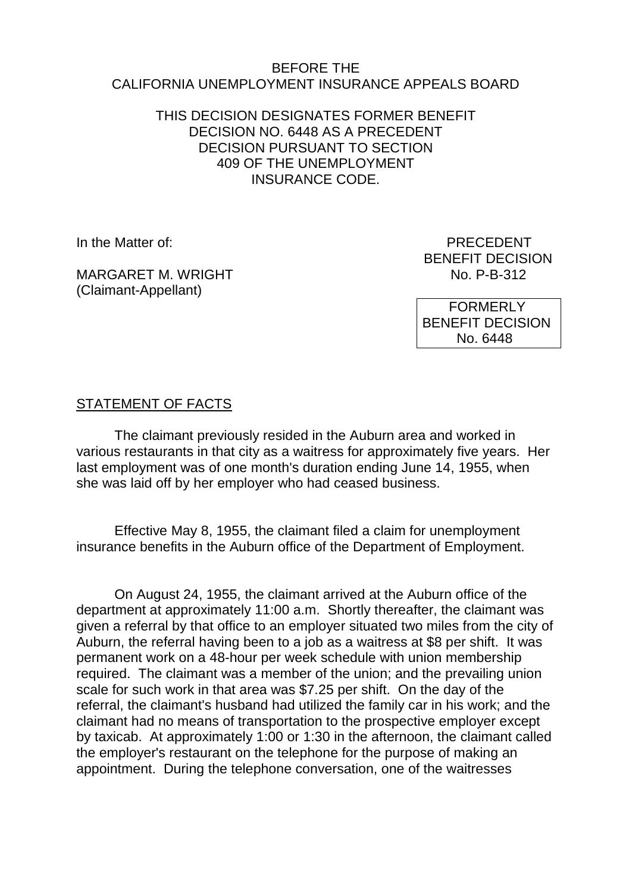BEFORE THE
CALIFORNIA UNEMPLOYMENT INSURANCE APPEALS BOARD

THIS DECISION DESIGNATES FORMER BENEFIT DECISION NO. 6448 AS A PRECEDENT DECISION PURSUANT TO SECTION 409 OF THE UNEMPLOYMENT INSURANCE CODE.

In the Matter of:

MARGARET M. WRIGHT
(Claimant-Appellant)

PRECEDENT
BENEFIT DECISION
No. P-B-312

FORMERLY
BENEFIT DECISION
No. 6448

STATEMENT OF FACTS

The claimant previously resided in the Auburn area and worked in various restaurants in that city as a waitress for approximately five years. Her last employment was of one month's duration ending June 14, 1955, when she was laid off by her employer who had ceased business.

Effective May 8, 1955, the claimant filed a claim for unemployment insurance benefits in the Auburn office of the Department of Employment.

On August 24, 1955, the claimant arrived at the Auburn office of the department at approximately 11:00 a.m. Shortly thereafter, the claimant was given a referral by that office to an employer situated two miles from the city of Auburn, the referral having been to a job as a waitress at $8 per shift. It was permanent work on a 48-hour per week schedule with union membership required. The claimant was a member of the union; and the prevailing union scale for such work in that area was $7.25 per shift. On the day of the referral, the claimant's husband had utilized the family car in his work; and the claimant had no means of transportation to the prospective employer except by taxicab. At approximately 1:00 or 1:30 in the afternoon, the claimant called the employer's restaurant on the telephone for the purpose of making an appointment. During the telephone conversation, one of the waitresses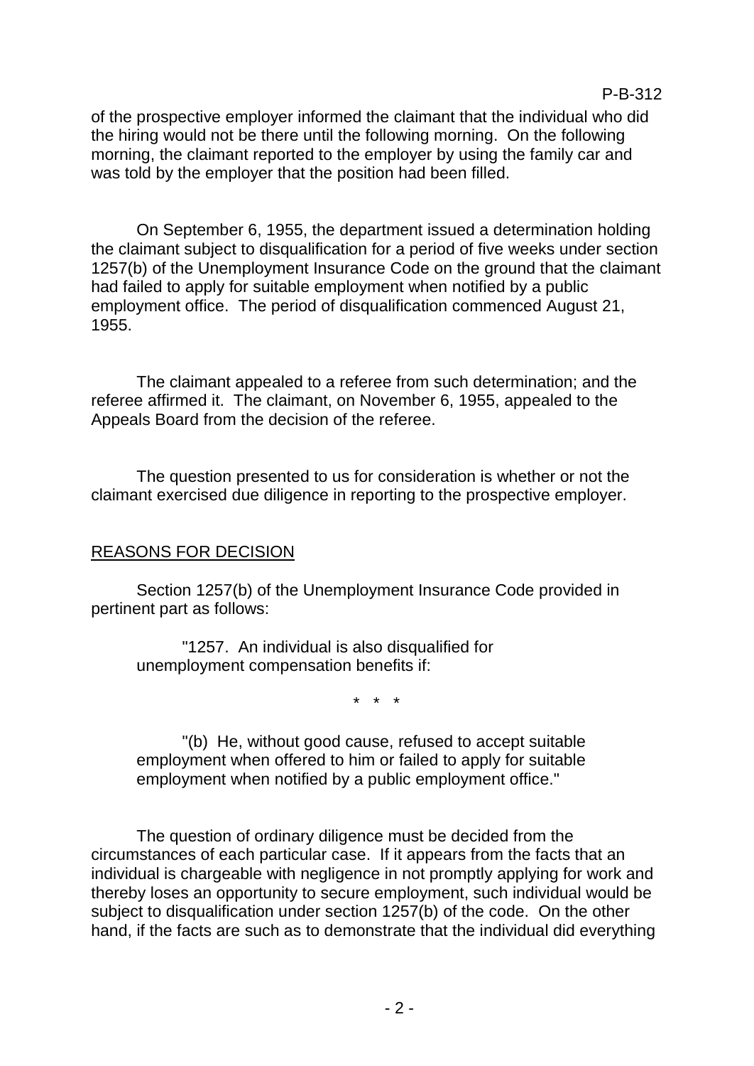of the prospective employer informed the claimant that the individual who did the hiring would not be there until the following morning. On the following morning, the claimant reported to the employer by using the family car and was told by the employer that the position had been filled.

On September 6, 1955, the department issued a determination holding the claimant subject to disqualification for a period of five weeks under section 1257(b) of the Unemployment Insurance Code on the ground that the claimant had failed to apply for suitable employment when notified by a public employment office. The period of disqualification commenced August 21, 1955.

The claimant appealed to a referee from such determination; and the referee affirmed it. The claimant, on November 6, 1955, appealed to the Appeals Board from the decision of the referee.

The question presented to us for consideration is whether or not the claimant exercised due diligence in reporting to the prospective employer.

## REASONS FOR DECISION

Section 1257(b) of the Unemployment Insurance Code provided in pertinent part as follows:

> "1257. An individual is also disqualified for unemployment compensation benefits if:
>
> \* \* \*
>
> "(b) He, without good cause, refused to accept suitable employment when offered to him or failed to apply for suitable employment when notified by a public employment office."

The question of ordinary diligence must be decided from the circumstances of each particular case. If it appears from the facts that an individual is chargeable with negligence in not promptly applying for work and thereby loses an opportunity to secure employment, such individual would be subject to disqualification under section 1257(b) of the code. On the other hand, if the facts are such as to demonstrate that the individual did everything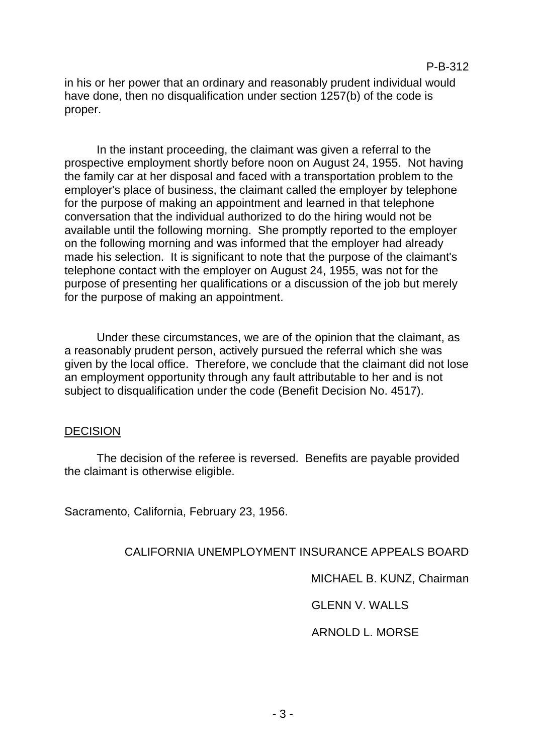in his or her power that an ordinary and reasonably prudent individual would have done, then no disqualification under section 1257(b) of the code is proper.

In the instant proceeding, the claimant was given a referral to the prospective employment shortly before noon on August 24, 1955. Not having the family car at her disposal and faced with a transportation problem to the employer's place of business, the claimant called the employer by telephone for the purpose of making an appointment and learned in that telephone conversation that the individual authorized to do the hiring would not be available until the following morning. She promptly reported to the employer on the following morning and was informed that the employer had already made his selection. It is significant to note that the purpose of the claimant's telephone contact with the employer on August 24, 1955, was not for the purpose of presenting her qualifications or a discussion of the job but merely for the purpose of making an appointment.

Under these circumstances, we are of the opinion that the claimant, as a reasonably prudent person, actively pursued the referral which she was given by the local office. Therefore, we conclude that the claimant did not lose an employment opportunity through any fault attributable to her and is not subject to disqualification under the code (Benefit Decision No. 4517).

## DECISION

The decision of the referee is reversed. Benefits are payable provided the claimant is otherwise eligible.

Sacramento, California, February 23, 1956.

CALIFORNIA UNEMPLOYMENT INSURANCE APPEALS BOARD

MICHAEL B. KUNZ, Chairman

GLENN V. WALLS

ARNOLD L. MORSE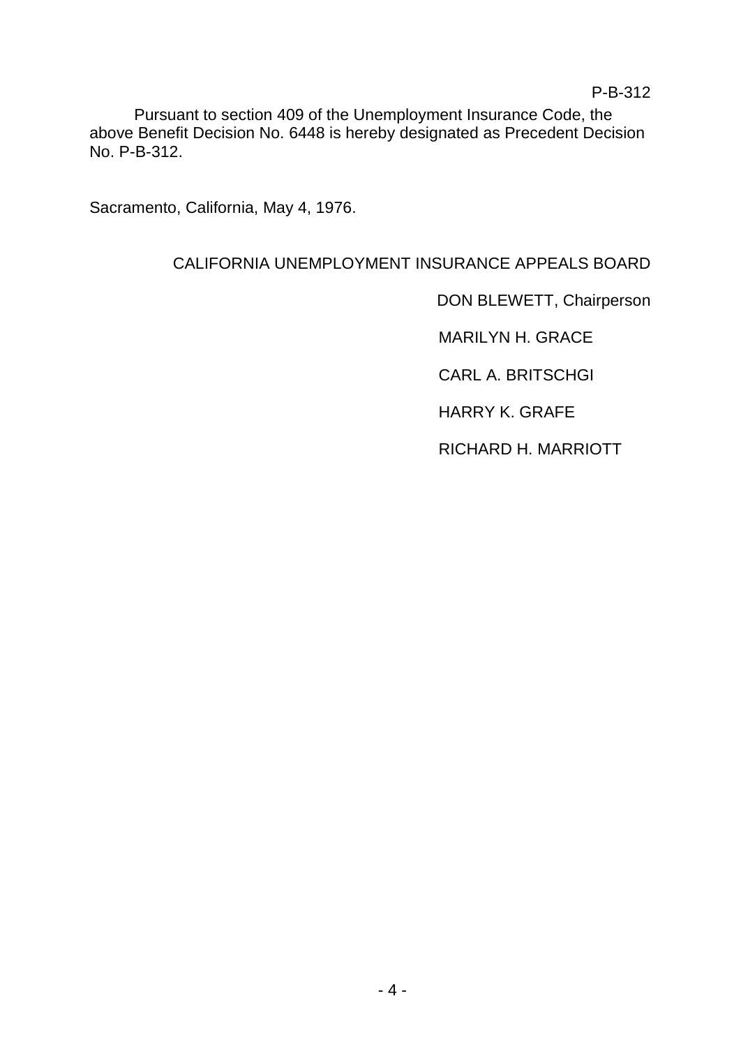Pursuant to section 409 of the Unemployment Insurance Code, the above Benefit Decision No. 6448 is hereby designated as Precedent Decision No. P-B-312.

Sacramento, California, May 4, 1976.

CALIFORNIA UNEMPLOYMENT INSURANCE APPEALS BOARD

DON BLEWETT, Chairperson

MARILYN H. GRACE

CARL A. BRITSCHGI

HARRY K. GRAFE

RICHARD H. MARRIOTT